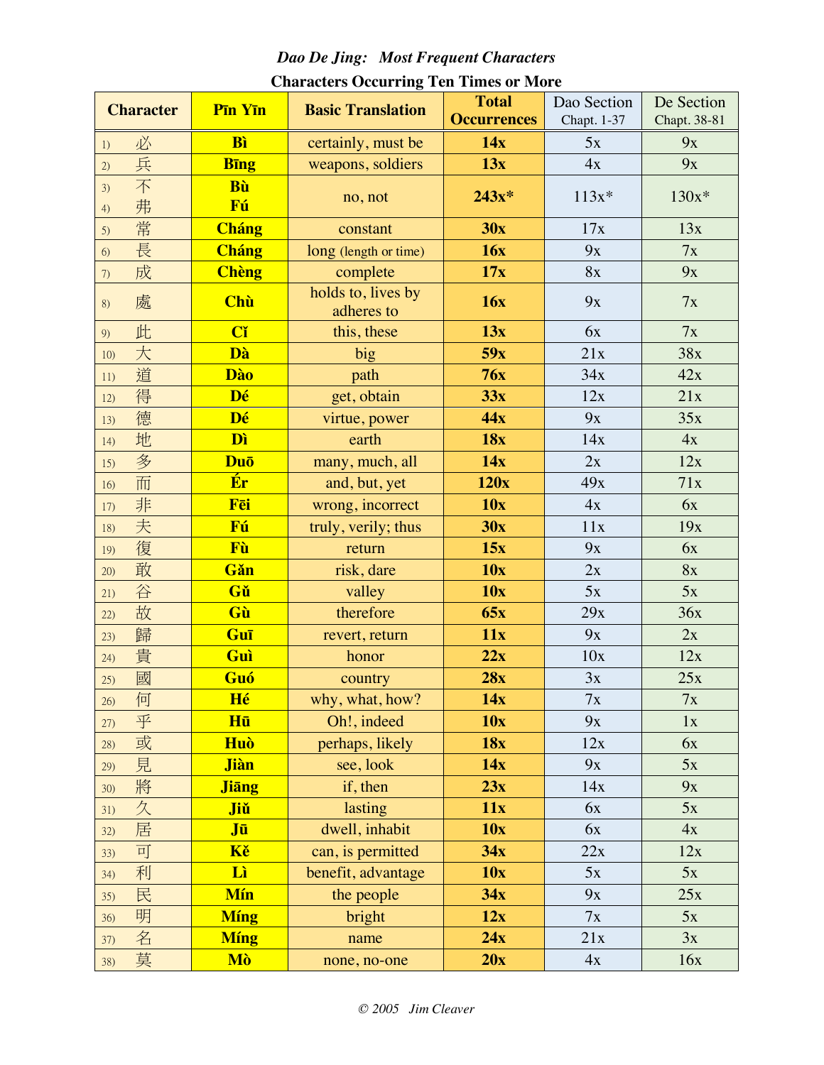## *Dao De Jing: Most Frequent Characters*

### Characters Occurring Ten Times or More

| Character | Pīn Yīn | Basic Translation | Total Occurrences | Dao Section Chapt. 1-37 | De Section Chapt. 38-81 |
|---|---|---|---|---|---|
| 1) 必 | **Bì** | certainly, must be | **14x** | 5x | 9x |
| 2) 兵 | **Bīng** | weapons, soldiers | **13x** | 4x | 9x |
| 3) 不 4) 弗 | **Bù** **Fú** | no, not | **243x*** | 113x* | 130x* |
| 5) 常 | **Cháng** | constant | **30x** | 17x | 13x |
| 6) 長 | **Cháng** | long (length or time) | **16x** | 9x | 7x |
| 7) 成 | **Chèng** | complete | **17x** | 8x | 9x |
| 8) 處 | **Chù** | holds to, lives by adheres to | **16x** | 9x | 7x |
| 9) 此 | **Cǐ** | this, these | **13x** | 6x | 7x |
| 10) 大 | **Dà** | big | **59x** | 21x | 38x |
| 11) 道 | **Dào** | path | **76x** | 34x | 42x |
| 12) 得 | **Dé** | get, obtain | **33x** | 12x | 21x |
| 13) 德 | **Dé** | virtue, power | **44x** | 9x | 35x |
| 14) 地 | **Dì** | earth | **18x** | 14x | 4x |
| 15) 多 | **Duō** | many, much, all | **14x** | 2x | 12x |
| 16) 而 | **Ér** | and, but, yet | **120x** | 49x | 71x |
| 17) 非 | **Fēi** | wrong, incorrect | **10x** | 4x | 6x |
| 18) 夫 | **Fú** | truly, verily; thus | **30x** | 11x | 19x |
| 19) 復 | **Fù** | return | **15x** | 9x | 6x |
| 20) 敢 | **Gǎn** | risk, dare | **10x** | 2x | 8x |
| 21) 谷 | **Gǔ** | valley | **10x** | 5x | 5x |
| 22) 故 | **Gù** | therefore | **65x** | 29x | 36x |
| 23) 歸 | **Guī** | revert, return | **11x** | 9x | 2x |
| 24) 貴 | **Guì** | honor | **22x** | 10x | 12x |
| 25) 國 | **Guó** | country | **28x** | 3x | 25x |
| 26) 何 | **Hé** | why, what, how? | **14x** | 7x | 7x |
| 27) 乎 | **Hū** | Oh!, indeed | **10x** | 9x | 1x |
| 28) 或 | **Huò** | perhaps, likely | **18x** | 12x | 6x |
| 29) 見 | **Jiàn** | see, look | **14x** | 9x | 5x |
| 30) 將 | **Jiāng** | if, then | **23x** | 14x | 9x |
| 31) 久 | **Jiǔ** | lasting | **11x** | 6x | 5x |
| 32) 居 | **Jū** | dwell, inhabit | **10x** | 6x | 4x |
| 33) 可 | **Kě** | can, is permitted | **34x** | 22x | 12x |
| 34) 利 | **Lì** | benefit, advantage | **10x** | 5x | 5x |
| 35) 民 | **Mín** | the people | **34x** | 9x | 25x |
| 36) 明 | **Míng** | bright | **12x** | 7x | 5x |
| 37) 名 | **Míng** | name | **24x** | 21x | 3x |
| 38) 莫 | **Mò** | none, no-one | **20x** | 4x | 16x |

© 2005 *Jim Cleaver*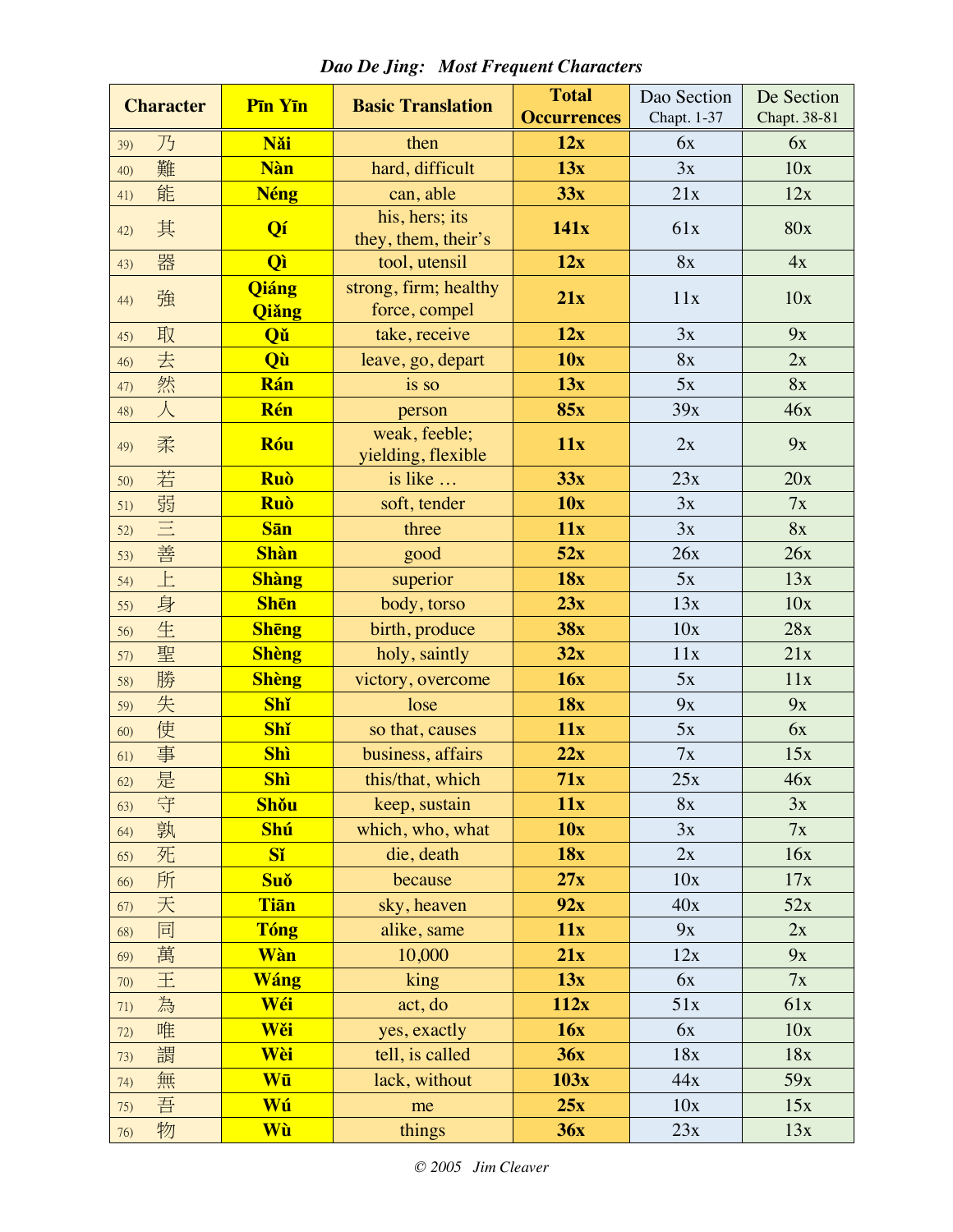*Dao De Jing: Most Frequent Characters*

| Character | Pīn Yīn | Basic Translation | Total Occurrences | Dao Section Chapt. 1-37 | De Section Chapt. 38-81 |
|---|---|---|---|---|---|
| 39) 乃 | **Nǎi** | then | **12x** | 6x | 6x |
| 40) 難 | **Nàn** | hard, difficult | **13x** | 3x | 10x |
| 41) 能 | **Néng** | can, able | **33x** | 21x | 12x |
| 42) 其 | **Qí** | his, hers; its they, them, their's | **141x** | 61x | 80x |
| 43) 器 | **Qì** | tool, utensil | **12x** | 8x | 4x |
| 44) 強 | **Qiáng Qiǎng** | strong, firm; healthy force, compel | **21x** | 11x | 10x |
| 45) 取 | **Qǔ** | take, receive | **12x** | 3x | 9x |
| 46) 去 | **Qù** | leave, go, depart | **10x** | 8x | 2x |
| 47) 然 | **Rán** | is so | **13x** | 5x | 8x |
| 48) 人 | **Rén** | person | **85x** | 39x | 46x |
| 49) 柔 | **Róu** | weak, feeble; yielding, flexible | **11x** | 2x | 9x |
| 50) 若 | **Ruò** | is like … | **33x** | 23x | 20x |
| 51) 弱 | **Ruò** | soft, tender | **10x** | 3x | 7x |
| 52) 三 | **Sān** | three | **11x** | 3x | 8x |
| 53) 善 | **Shàn** | good | **52x** | 26x | 26x |
| 54) 上 | **Shàng** | superior | **18x** | 5x | 13x |
| 55) 身 | **Shēn** | body, torso | **23x** | 13x | 10x |
| 56) 生 | **Shēng** | birth, produce | **38x** | 10x | 28x |
| 57) 聖 | **Shèng** | holy, saintly | **32x** | 11x | 21x |
| 58) 勝 | **Shèng** | victory, overcome | **16x** | 5x | 11x |
| 59) 失 | **Shǐ** | lose | **18x** | 9x | 9x |
| 60) 使 | **Shǐ** | so that, causes | **11x** | 5x | 6x |
| 61) 事 | **Shì** | business, affairs | **22x** | 7x | 15x |
| 62) 是 | **Shì** | this/that, which | **71x** | 25x | 46x |
| 63) 守 | **Shǒu** | keep, sustain | **11x** | 8x | 3x |
| 64) 孰 | **Shú** | which, who, what | **10x** | 3x | 7x |
| 65) 死 | **Sǐ** | die, death | **18x** | 2x | 16x |
| 66) 所 | **Suǒ** | because | **27x** | 10x | 17x |
| 67) 天 | **Tiān** | sky, heaven | **92x** | 40x | 52x |
| 68) 同 | **Tóng** | alike, same | **11x** | 9x | 2x |
| 69) 萬 | **Wàn** | 10,000 | **21x** | 12x | 9x |
| 70) 王 | **Wáng** | king | **13x** | 6x | 7x |
| 71) 為 | **Wéi** | act, do | **112x** | 51x | 61x |
| 72) 唯 | **Wěi** | yes, exactly | **16x** | 6x | 10x |
| 73) 謂 | **Wèi** | tell, is called | **36x** | 18x | 18x |
| 74) 無 | **Wū** | lack, without | **103x** | 44x | 59x |
| 75) 吾 | **Wú** | me | **25x** | 10x | 15x |
| 76) 物 | **Wù** | things | **36x** | 23x | 13x |

*© 2005 Jim Cleaver*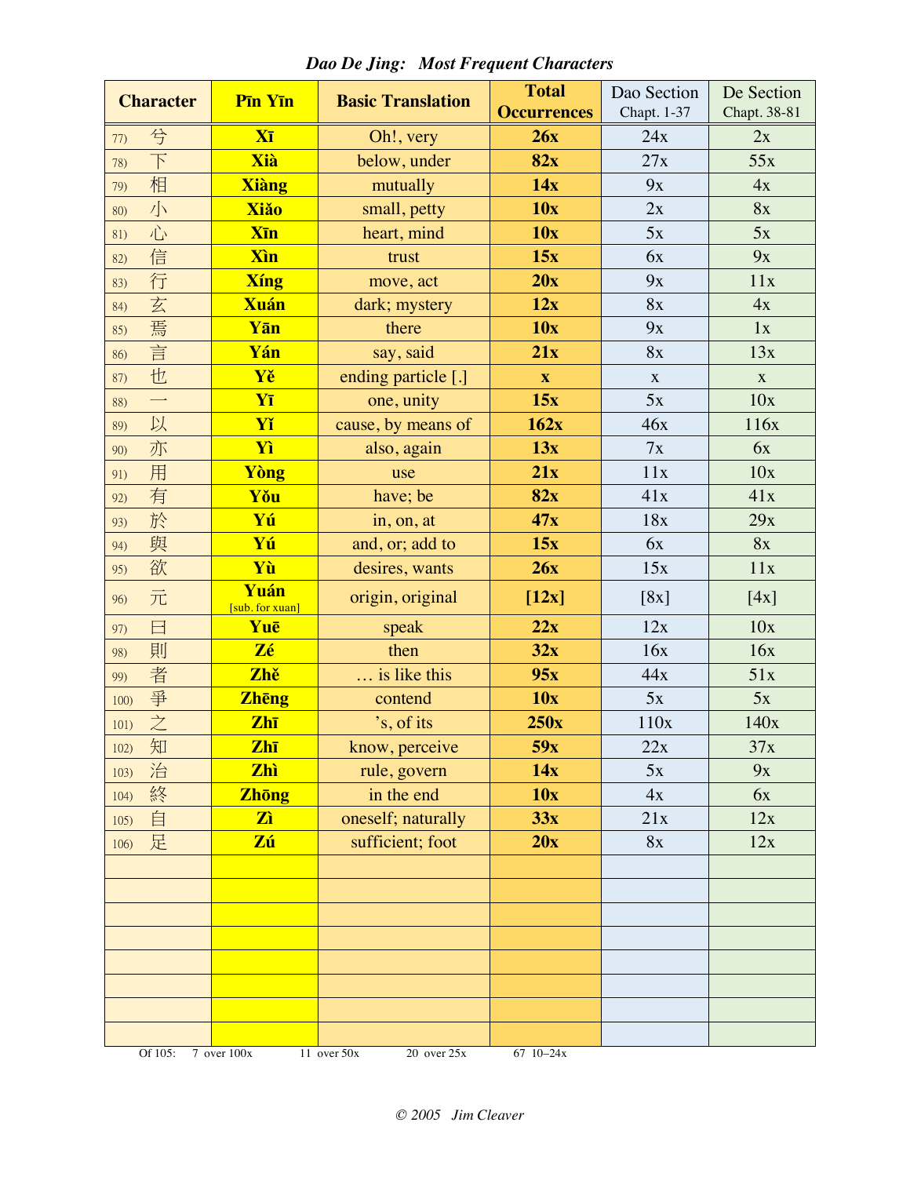### *Dao De Jing: Most Frequent Characters*

| Character | Pīn Yīn | Basic Translation | Total Occurrences | Dao Section Chapt. 1-37 | De Section Chapt. 38-81 |
|---|---|---|---|---|---|
| 77) 兮 | **Xī** | Oh!, very | **26x** | 24x | 2x |
| 78) 下 | **Xià** | below, under | **82x** | 27x | 55x |
| 79) 相 | **Xiàng** | mutually | **14x** | 9x | 4x |
| 80) 小 | **Xiǎo** | small, petty | **10x** | 2x | 8x |
| 81) 心 | **Xīn** | heart, mind | **10x** | 5x | 5x |
| 82) 信 | **Xìn** | trust | **15x** | 6x | 9x |
| 83) 行 | **Xíng** | move, act | **20x** | 9x | 11x |
| 84) 玄 | **Xuán** | dark; mystery | **12x** | 8x | 4x |
| 85) 焉 | **Yān** | there | **10x** | 9x | 1x |
| 86) 言 | **Yán** | say, said | **21x** | 8x | 13x |
| 87) 也 | **Yě** | ending particle [.] | **x** | x | x |
| 88) 一 | **Yī** | one, unity | **15x** | 5x | 10x |
| 89) 以 | **Yǐ** | cause, by means of | **162x** | 46x | 116x |
| 90) 亦 | **Yì** | also, again | **13x** | 7x | 6x |
| 91) 用 | **Yòng** | use | **21x** | 11x | 10x |
| 92) 有 | **Yǒu** | have; be | **82x** | 41x | 41x |
| 93) 於 | **Yú** | in, on, at | **47x** | 18x | 29x |
| 94) 與 | **Yú** | and, or; add to | **15x** | 6x | 8x |
| 95) 欲 | **Yù** | desires, wants | **26x** | 15x | 11x |
| 96) 元 | **Yuán** [sub. for xuan] | origin, original | **[12x]** | [8x] | [4x] |
| 97) 曰 | **Yuē** | speak | **22x** | 12x | 10x |
| 98) 則 | **Zé** | then | **32x** | 16x | 16x |
| 99) 者 | **Zhě** | … is like this | **95x** | 44x | 51x |
| 100) 爭 | **Zhēng** | contend | **10x** | 5x | 5x |
| 101) 之 | **Zhī** | 's, of its | **250x** | 110x | 140x |
| 102) 知 | **Zhī** | know, perceive | **59x** | 22x | 37x |
| 103) 治 | **Zhì** | rule, govern | **14x** | 5x | 9x |
| 104) 終 | **Zhōng** | in the end | **10x** | 4x | 6x |
| 105) 自 | **Zì** | oneself; naturally | **33x** | 21x | 12x |
| 106) 足 | **Zú** | sufficient; foot | **20x** | 8x | 12x |

Of 105: 7 over 100x 11 over 50x 20 over 25x 67 10–24x

© 2005 *Jim Cleaver*